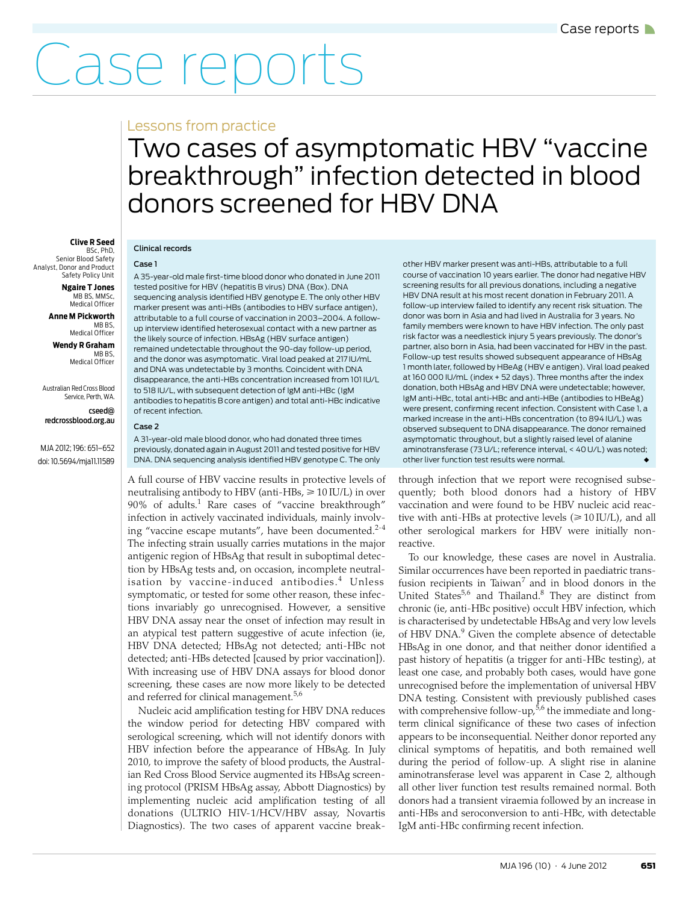# Case reports

## Lessons from practice

# Two cases of asymptomatic HBV "vaccine breakthrough" infection detected in blood donors screened for HBV DNA

**Clive R Seed**
BSc, PhD,
Senior Blood Safety Analyst, Donor and Product Safety Policy Unit

**Ngaire T Jones**
MB BS, MMSc,
Medical Officer

**Anne M Pickworth**
MB BS,
Medical Officer

**Wendy R Graham**
MB BS,
Medical Officer

Australian Red Cross Blood Service, Perth, WA.

cseed@redcrossblood.org.au

MJA 2012; 196: 651–652
doi: 10.5694/mja11.11589

### Clinical records

#### Case 1

A 35-year-old male first-time blood donor who donated in June 2011 tested positive for HBV (hepatitis B virus) DNA (Box). DNA sequencing analysis identified HBV genotype E. The only other HBV marker present was anti-HBs (antibodies to HBV surface antigen), attributable to a full course of vaccination in 2003–2004. A follow-up interview identified heterosexual contact with a new partner as the likely source of infection. HBsAg (HBV surface antigen) remained undetectable throughout the 90-day follow-up period, and the donor was asymptomatic. Viral load peaked at 217 IU/mL and DNA was undetectable by 3 months. Coincident with DNA disappearance, the anti-HBs concentration increased from 101 IU/L to 518 IU/L, with subsequent detection of IgM anti-HBc (IgM antibodies to hepatitis B core antigen) and total anti-HBc indicative of recent infection.

#### Case 2

A 31-year-old male blood donor, who had donated three times previously, donated again in August 2011 and tested positive for HBV DNA. DNA sequencing analysis identified HBV genotype C. The only other HBV marker present was anti-HBs, attributable to a full course of vaccination 10 years earlier. The donor had negative HBV screening results for all previous donations, including a negative HBV DNA result at his most recent donation in February 2011. A follow-up interview failed to identify any recent risk situation. The donor was born in Asia and had lived in Australia for 3 years. No family members were known to have HBV infection. The only past risk factor was a needlestick injury 5 years previously. The donor's partner, also born in Asia, had been vaccinated for HBV in the past. Follow-up test results showed subsequent appearance of HBsAg 1 month later, followed by HBeAg (HBV e antigen). Viral load peaked at 160 000 IU/mL (index + 52 days). Three months after the index donation, both HBsAg and HBV DNA were undetectable; however, IgM anti-HBc, total anti-HBc and anti-HBe (antibodies to HBeAg) were present, confirming recent infection. Consistent with Case 1, a marked increase in the anti-HBs concentration (to 894 IU/L) was observed subsequent to DNA disappearance. The donor remained asymptomatic throughout, but a slightly raised level of alanine aminotransferase (73 U/L; reference interval, < 40 U/L) was noted; other liver function test results were normal. ◆

A full course of HBV vaccine results in protective levels of neutralising antibody to HBV (anti-HBs, ⩾ 10 IU/L) in over 90% of adults.[1] Rare cases of "vaccine breakthrough" infection in actively vaccinated individuals, mainly involving "vaccine escape mutants", have been documented.[2-4] The infecting strain usually carries mutations in the major antigenic region of HBsAg that result in suboptimal detection by HBsAg tests and, on occasion, incomplete neutralisation by vaccine-induced antibodies.[4] Unless symptomatic, or tested for some other reason, these infections invariably go unrecognised. However, a sensitive HBV DNA assay near the onset of infection may result in an atypical test pattern suggestive of acute infection (ie, HBV DNA detected; HBsAg not detected; anti-HBc not detected; anti-HBs detected [caused by prior vaccination]). With increasing use of HBV DNA assays for blood donor screening, these cases are now more likely to be detected and referred for clinical management.[5,6]

Nucleic acid amplification testing for HBV DNA reduces the window period for detecting HBV compared with serological screening, which will not identify donors with HBV infection before the appearance of HBsAg. In July 2010, to improve the safety of blood products, the Australian Red Cross Blood Service augmented its HBsAg screening protocol (PRISM HBsAg assay, Abbott Diagnostics) by implementing nucleic acid amplification testing of all donations (ULTRIO HIV-1/HCV/HBV assay, Novartis Diagnostics). The two cases of apparent vaccine breakthrough infection that we report were recognised subsequently; both blood donors had a history of HBV vaccination and were found to be HBV nucleic acid reactive with anti-HBs at protective levels (⩾ 10 IU/L), and all other serological markers for HBV were initially nonreactive.

To our knowledge, these cases are novel in Australia. Similar occurrences have been reported in paediatric transfusion recipients in Taiwan[7] and in blood donors in the United States[5,6] and Thailand.[8] They are distinct from chronic (ie, anti-HBc positive) occult HBV infection, which is characterised by undetectable HBsAg and very low levels of HBV DNA.[9] Given the complete absence of detectable HBsAg in one donor, and that neither donor identified a past history of hepatitis (a trigger for anti-HBc testing), at least one case, and probably both cases, would have gone unrecognised before the implementation of universal HBV DNA testing. Consistent with previously published cases with comprehensive follow-up,[5,6] the immediate and long-term clinical significance of these two cases of infection appears to be inconsequential. Neither donor reported any clinical symptoms of hepatitis, and both remained well during the period of follow-up. A slight rise in alanine aminotransferase level was apparent in Case 2, although all other liver function test results remained normal. Both donors had a transient viraemia followed by an increase in anti-HBs and seroconversion to anti-HBc, with detectable IgM anti-HBc confirming recent infection.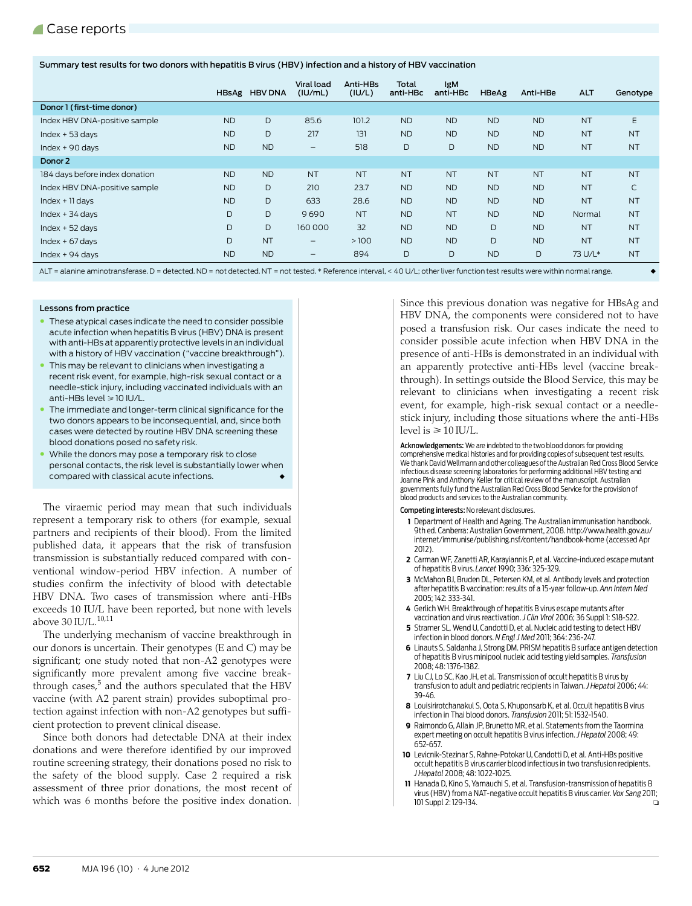Summary test results for two donors with hepatitis B virus (HBV) infection and a history of HBV vaccination

| | HBsAg | HBV DNA | Viral load (IU/mL) | Anti-HBs (IU/L) | Total anti-HBc | IgM anti-HBc | HBeAg | Anti-HBe | ALT | Genotype |
|---|---|---|---|---|---|---|---|---|---|---|
| **Donor 1 (first-time donor)** | | | | | | | | | | |
| Index HBV DNA-positive sample | ND | D | 85.6 | 101.2 | ND | ND | ND | ND | NT | E |
| Index + 53 days | ND | D | 217 | 131 | ND | ND | ND | ND | NT | NT |
| Index + 90 days | ND | ND | – | 518 | D | D | ND | ND | NT | NT |
| **Donor 2** | | | | | | | | | | |
| 184 days before index donation | ND | ND | NT | NT | NT | NT | NT | NT | NT | NT |
| Index HBV DNA-positive sample | ND | D | 210 | 23.7 | ND | ND | ND | ND | NT | C |
| Index + 11 days | ND | D | 633 | 28.6 | ND | ND | ND | ND | NT | NT |
| Index + 34 days | D | D | 9 690 | NT | ND | NT | ND | ND | Normal | NT |
| Index + 52 days | D | D | 160 000 | 32 | ND | ND | D | ND | NT | NT |
| Index + 67 days | D | NT | – | > 100 | ND | ND | D | ND | NT | NT |
| Index + 94 days | ND | ND | – | 894 | D | D | ND | D | 73 U/L* | NT |

ALT = alanine aminotransferase. D = detected. ND = not detected. NT = not tested. * Reference interval, < 40 U/L; other liver function test results were within normal range.

### Lessons from practice

- These atypical cases indicate the need to consider possible acute infection when hepatitis B virus (HBV) DNA is present with anti-HBs at apparently protective levels in an individual with a history of HBV vaccination ("vaccine breakthrough").
- This may be relevant to clinicians when investigating a recent risk event, for example, high-risk sexual contact or a needle-stick injury, including vaccinated individuals with an anti-HBs level ≥ 10 IU/L.
- The immediate and longer-term clinical significance for the two donors appears to be inconsequential, and, since both cases were detected by routine HBV DNA screening these blood donations posed no safety risk.
- While the donors may pose a temporary risk to close personal contacts, the risk level is substantially lower when compared with classical acute infections.

The viraemic period may mean that such individuals represent a temporary risk to others (for example, sexual partners and recipients of their blood). From the limited published data, it appears that the risk of transfusion transmission is substantially reduced compared with conventional window-period HBV infection. A number of studies confirm the infectivity of blood with detectable HBV DNA. Two cases of transmission where anti-HBs exceeds 10 IU/L have been reported, but none with levels above 30 IU/L.[10,11]

The underlying mechanism of vaccine breakthrough in our donors is uncertain. Their genotypes (E and C) may be significant; one study noted that non-A2 genotypes were significantly more prevalent among five vaccine breakthrough cases,[5] and the authors speculated that the HBV vaccine (with A2 parent strain) provides suboptimal protection against infection with non-A2 genotypes but sufficient protection to prevent clinical disease.

Since both donors had detectable DNA at their index donations and were therefore identified by our improved routine screening strategy, their donations posed no risk to the safety of the blood supply. Case 2 required a risk assessment of three prior donations, the most recent of which was 6 months before the positive index donation. Since this previous donation was negative for HBsAg and HBV DNA, the components were considered not to have posed a transfusion risk. Our cases indicate the need to consider possible acute infection when HBV DNA in the presence of anti-HBs is demonstrated in an individual with an apparently protective anti-HBs level (vaccine breakthrough). In settings outside the Blood Service, this may be relevant to clinicians when investigating a recent risk event, for example, high-risk sexual contact or a needle-stick injury, including those situations where the anti-HBs level is ≥ 10 IU/L.

**Acknowledgements:** We are indebted to the two blood donors for providing comprehensive medical histories and for providing copies of subsequent test results. We thank David Wellmann and other colleagues of the Australian Red Cross Blood Service infectious disease screening laboratories for performing additional HBV testing and Joanne Pink and Anthony Keller for critical review of the manuscript. Australian governments fully fund the Australian Red Cross Blood Service for the provision of blood products and services to the Australian community.

**Competing interests:** No relevant disclosures.

1. Department of Health and Ageing. The Australian immunisation handbook. 9th ed. Canberra: Australian Government, 2008. http://www.health.gov.au/internet/immunise/publishing.nsf/content/handbook-home (accessed Apr 2012).
2. Carman WF, Zanetti AR, Karayiannis P, et al. Vaccine-induced escape mutant of hepatitis B virus. *Lancet* 1990; 336: 325-329.
3. McMahon BJ, Bruden DL, Petersen KM, et al. Antibody levels and protection after hepatitis B vaccination: results of a 15-year follow-up. *Ann Intern Med* 2005; 142: 333-341.
4. Gerlich WH. Breakthrough of hepatitis B virus escape mutants after vaccination and virus reactivation. *J Clin Virol* 2006; 36 Suppl 1: S18-S22.
5. Stramer SL, Wend U, Candotti D, et al. Nucleic acid testing to detect HBV infection in blood donors. *N Engl J Med* 2011; 364: 236-247.
6. Linauts S, Saldanha J, Strong DM. PRISM hepatitis B surface antigen detection of hepatitis B virus minipool nucleic acid testing yield samples. *Transfusion* 2008; 48: 1376-1382.
7. Liu CJ, Lo SC, Kao JH, et al. Transmission of occult hepatitis B virus by transfusion to adult and pediatric recipients in Taiwan. *J Hepatol* 2006; 44: 39-46.
8. Louisirirotchanakul S, Oota S, Khuponsarb K, et al. Occult hepatitis B virus infection in Thai blood donors. *Transfusion* 2011; 51: 1532-1540.
9. Raimondo G, Allain JP, Brunetto MR, et al. Statements from the Taormina expert meeting on occult hepatitis B virus infection. *J Hepatol* 2008; 49: 652-657.
10. Levicnik-Stezinar S, Rahne-Potokar U, Candotti D, et al. Anti-HBs positive occult hepatitis B virus carrier blood infectious in two transfusion recipients. *J Hepatol* 2008; 48: 1022-1025.
11. Hanada D, Kino S, Yamauchi S, et al. Transfusion-transmission of hepatitis B virus (HBV) from a NAT-negative occult hepatitis B virus carrier. *Vox Sang* 2011; 101 Suppl 2: 129-134.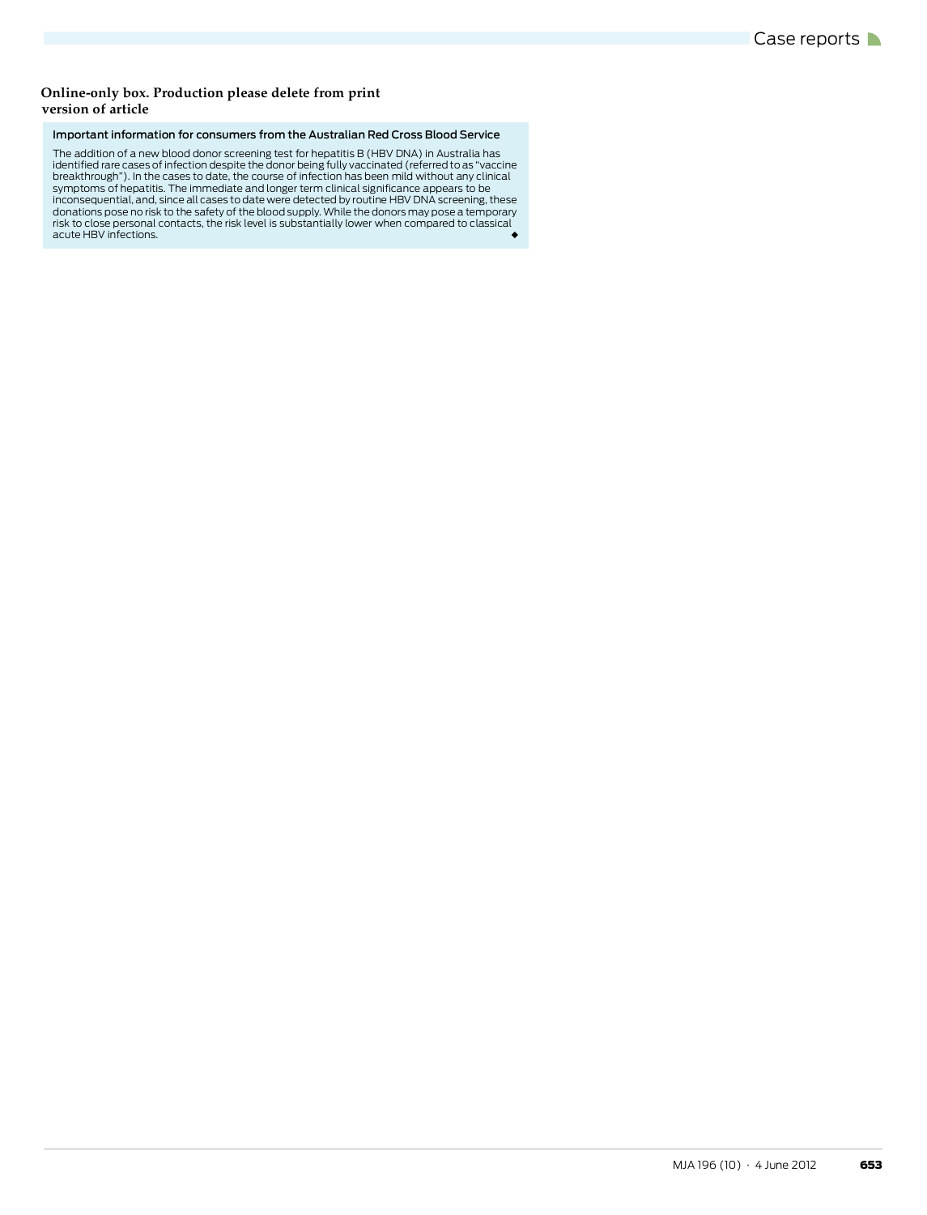**Online-only box. Production please delete from print version of article**

**Important information for consumers from the Australian Red Cross Blood Service**

The addition of a new blood donor screening test for hepatitis B (HBV DNA) in Australia has identified rare cases of infection despite the donor being fully vaccinated (referred to as "vaccine breakthrough"). In the cases to date, the course of infection has been mild without any clinical symptoms of hepatitis. The immediate and longer term clinical significance appears to be inconsequential, and, since all cases to date were detected by routine HBV DNA screening, these donations pose no risk to the safety of the blood supply. While the donors may pose a temporary risk to close personal contacts, the risk level is substantially lower when compared to classical acute HBV infections. ◆